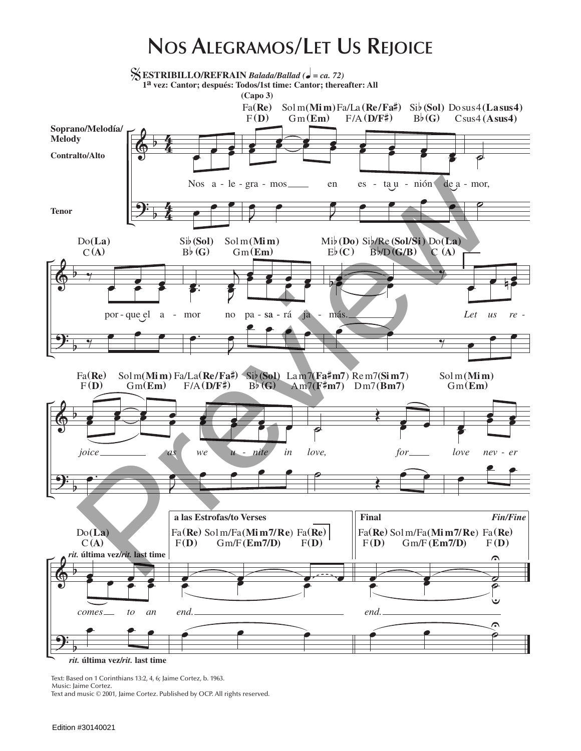# Nos Alegramos/Let Us Rejoice

**ESTRIBILLO/REFRAIN** *Balada/Ballad (♩ = ca. 72)*
**1ª vez: Cantor; después: Todos/1st time: Cantor; thereafter: All**
**(Capo 3)**

Soprano/Melodía/Melody
Contralto/Alto
Tenor

Fa(Re) F(D) Sol m(Mi m) Gm(Em) Fa/La (Re/Fa♯) F/A (D/F♯) Si♭(Sol) B♭(G) Do sus4 (La sus4) Csus4 (Asus4)

Nos a - le - gra - mos en es - ta u - nión de a - mor,

Do(La) C(A) Si♭(Sol) B♭(G) Sol m(Mi m) Gm(Em) Mi♭(Do) E♭(C) Si♭/Re (Sol/Si) B♭/D (G/B) Do(La) C(A)

por - que el a - mor no pa - sa - rá ja - más. *Let us re -*

Fa(Re) F(D) Sol m(Mi m) Gm(Em) Fa/La(Re/Fa♯) F/A(D/F♯) Si♭(Sol) B♭(G) La m7(Fa♯m7) Am7(F♯m7) Re m7(Si m7) Dm7(Bm7) Sol m(Mi m) Gm(Em)

*joice as we u - nite in love, for love nev - er*

Do(La) C(A)

*rit.* **última vez/***rit.* **last time**

**a las Estrofas/to Verses**
Fa(Re) F(D) Sol m/Fa(Mi m7/Re) Gm/F(Em7/D) Fa(Re) F(D)

**Final** *Fin/Fine*
Fa(Re) F(D) Sol m/Fa(Mi m7/Re) Gm/F(Em7/D) Fa(Re) F(D)

*comes to an end. end.*

*rit.* **última vez/***rit.* **last time**

Text: Based on 1 Corinthians 13:2, 4, 6; Jaime Cortez, b. 1963.
Music: Jaime Cortez.
Text and music © 2001, Jaime Cortez. Published by OCP. All rights reserved.

Edition #30140021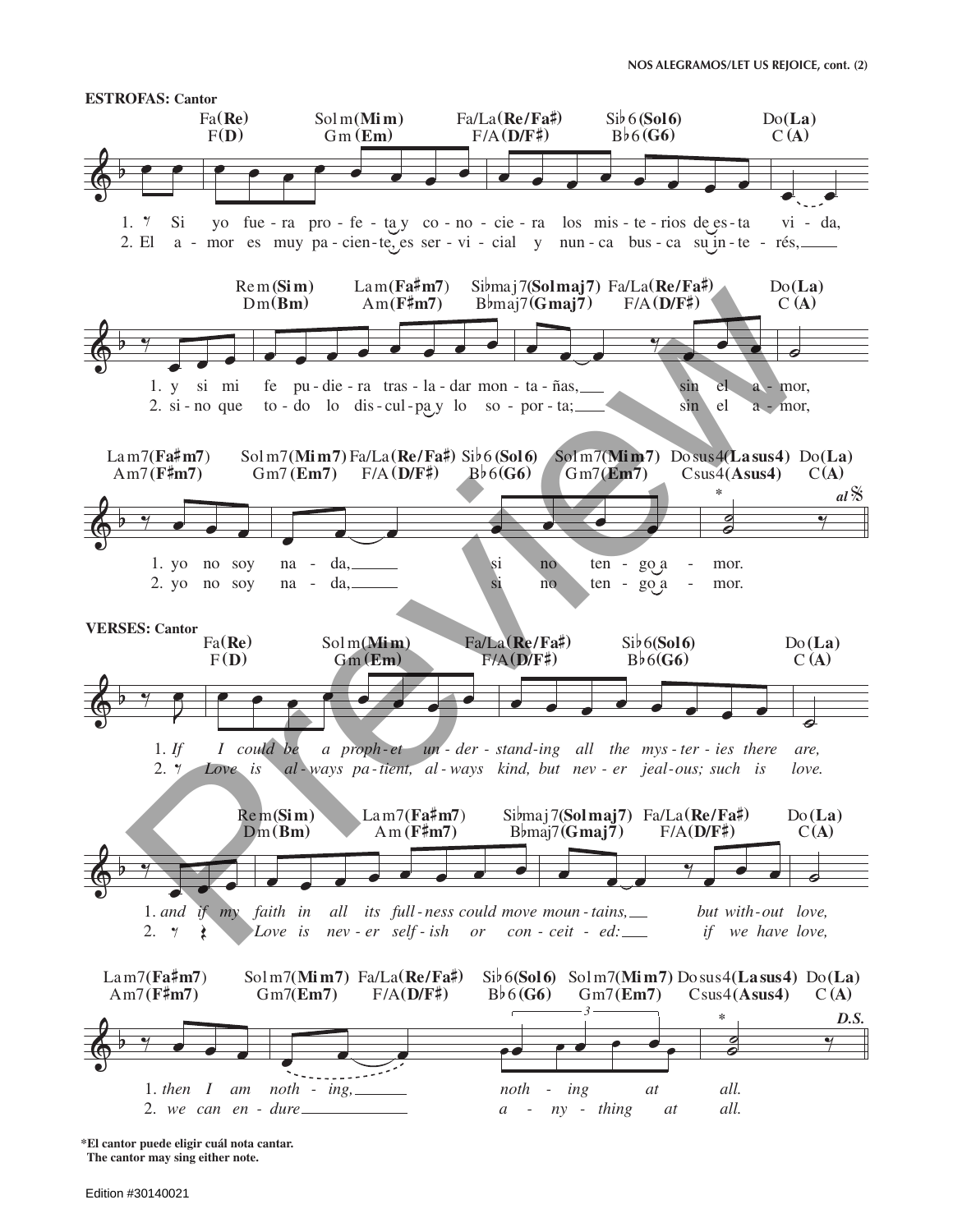ESTROFAS: Cantor

Fa(Re) F(D) · Sol m(Mi m) Gm (Em) · Fa/La(Re/Fa♯) F/A(D/F♯) · Si♭6(Sol6) B♭6(G6) · Do(La) C (A)

1. Si yo fue-ra pro-fe-ta y co-no-cie-ra los mis-te-rios de es-ta vi-da,
2. El a-mor es muy pa-cien-te, es ser-vi-cial y nun-ca bus-ca su in-te-rés,

Re m(Si m) Dm(Bm) · La m(Fa♯m7) Am(F♯m7) · Si♭maj7(Sol maj7) B♭maj7(Gmaj7) · Fa/La(Re/Fa♯) F/A(D/F♯) · Do(La) C (A)

1. y si mi fe pu-die-ra tras-la-dar mon-ta-ñas, sin el a-mor,
2. si-no que to-do lo dis-cul-pa y lo so-por-ta; sin el a-mor,

La m7(Fa♯m7) Am7(F♯m7) · Sol m7(Mi m7) Gm7 (Em7) · Fa/La(Re/Fa♯) F/A (D/F♯) · Si♭6 (Sol6) B♭6(G6) · Sol m7(Mi m7) Gm7(Em7) · Do sus4(La sus4) Csus4(Asus4) · Do(La) C(A)

1. yo no soy na-da, si no ten-go a-mor.
2. yo no soy na-da, si no ten-go a-mor.

*al* 𝄋

VERSES: Cantor

Fa(Re) F(D) · Sol m(Mi m) Gm (Em) · Fa/La(Re/Fa♯) F/A(D/F♯) · Si♭6(Sol6) B♭6(G6) · Do(La) C (A)

1. *If I could be a proph-et un-der-stand-ing all the mys-ter-ies there are,*
2. *Love is al-ways pa-tient, al-ways kind, but nev-er jeal-ous; such is love.*

Re m(Si m) Dm(Bm) · La m7(Fa♯m7) Am (F♯m7) · Si♭maj7(Sol maj7) B♭maj7(Gmaj7) · Fa/La(Re/Fa♯) F/A(D/F♯) · Do(La) C(A)

1. *and if my faith in all its full-ness could move moun-tains, but with-out love,*
2. *Love is nev-er self-ish or con-ceit-ed: if we have love,*

La m7(Fa♯m7) Am7(F♯m7) · Sol m7(Mi m7) Gm7(Em7) · Fa/La(Re/Fa♯) F/A(D/F♯) · Si♭6(Sol6) B♭6 (G6) · Sol m7(Mi m7) Gm7 (Em7) · Do sus4(La sus4) Csus4(Asus4) · Do(La) C (A)

1. *then I am noth-ing, noth-ing at all.*
2. *we can en-dure a-ny-thing at all.*

*D.S.*

*El cantor puede elegir cuál nota cantar.
The cantor may sing either note.

Edition #30140021